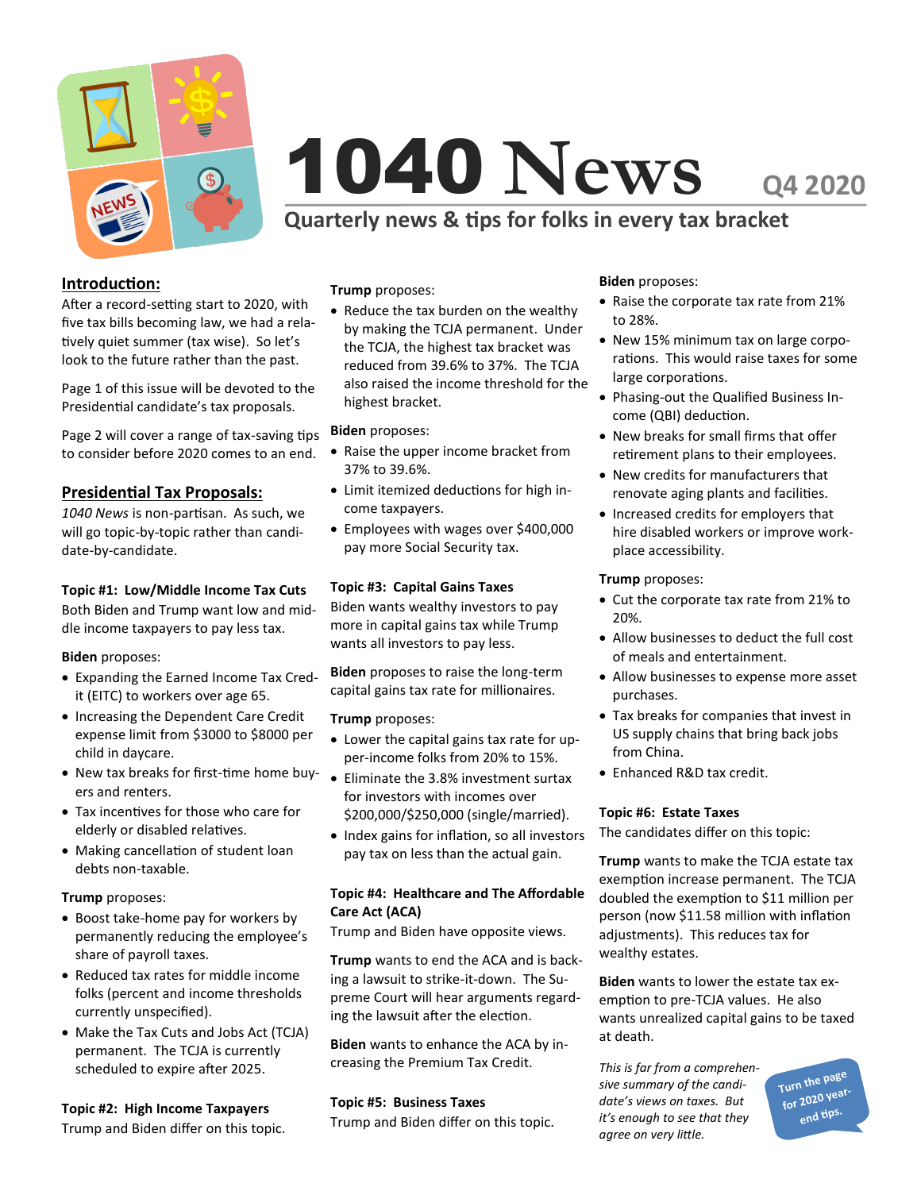# 1040 News

**Q4 2020**

## Quarterly news & tips for folks in every tax bracket

## Introduction:

After a record-setting start to 2020, with five tax bills becoming law, we had a relatively quiet summer (tax wise). So let's look to the future rather than the past.

Page 1 of this issue will be devoted to the Presidential candidate's tax proposals.

Page 2 will cover a range of tax-saving tips to consider before 2020 comes to an end.

## Presidential Tax Proposals:

*1040 News* is non-partisan. As such, we will go topic-by-topic rather than candidate-by-candidate.

### Topic #1: Low/Middle Income Tax Cuts

Both Biden and Trump want low and middle income taxpayers to pay less tax.

**Biden** proposes:

- Expanding the Earned Income Tax Credit (EITC) to workers over age 65.
- Increasing the Dependent Care Credit expense limit from $3000 to $8000 per child in daycare.
- New tax breaks for first-time home buyers and renters.
- Tax incentives for those who care for elderly or disabled relatives.
- Making cancellation of student loan debts non-taxable.

**Trump** proposes:

- Boost take-home pay for workers by permanently reducing the employee's share of payroll taxes.
- Reduced tax rates for middle income folks (percent and income thresholds currently unspecified).
- Make the Tax Cuts and Jobs Act (TCJA) permanent. The TCJA is currently scheduled to expire after 2025.

### Topic #2: High Income Taxpayers

Trump and Biden differ on this topic.

**Trump** proposes:

- Reduce the tax burden on the wealthy by making the TCJA permanent. Under the TCJA, the highest tax bracket was reduced from 39.6% to 37%. The TCJA also raised the income threshold for the highest bracket.

**Biden** proposes:

- Raise the upper income bracket from 37% to 39.6%.
- Limit itemized deductions for high income taxpayers.
- Employees with wages over $400,000 pay more Social Security tax.

### Topic #3: Capital Gains Taxes

Biden wants wealthy investors to pay more in capital gains tax while Trump wants all investors to pay less.

**Biden** proposes to raise the long-term capital gains tax rate for millionaires.

**Trump** proposes:

- Lower the capital gains tax rate for upper-income folks from 20% to 15%.
- Eliminate the 3.8% investment surtax for investors with incomes over $200,000/$250,000 (single/married).
- Index gains for inflation, so all investors pay tax on less than the actual gain.

### Topic #4: Healthcare and The Affordable Care Act (ACA)

Trump and Biden have opposite views.

**Trump** wants to end the ACA and is backing a lawsuit to strike-it-down. The Supreme Court will hear arguments regarding the lawsuit after the election.

**Biden** wants to enhance the ACA by increasing the Premium Tax Credit.

### Topic #5: Business Taxes

Trump and Biden differ on this topic.

**Biden** proposes:

- Raise the corporate tax rate from 21% to 28%.
- New 15% minimum tax on large corporations. This would raise taxes for some large corporations.
- Phasing-out the Qualified Business Income (QBI) deduction.
- New breaks for small firms that offer retirement plans to their employees.
- New credits for manufacturers that renovate aging plants and facilities.
- Increased credits for employers that hire disabled workers or improve workplace accessibility.

**Trump** proposes:

- Cut the corporate tax rate from 21% to 20%.
- Allow businesses to deduct the full cost of meals and entertainment.
- Allow businesses to expense more asset purchases.
- Tax breaks for companies that invest in US supply chains that bring back jobs from China.
- Enhanced R&D tax credit.

### Topic #6: Estate Taxes

The candidates differ on this topic:

**Trump** wants to make the TCJA estate tax exemption increase permanent. The TCJA doubled the exemption to $11 million per person (now $11.58 million with inflation adjustments). This reduces tax for wealthy estates.

**Biden** wants to lower the estate tax exemption to pre-TCJA values. He also wants unrealized capital gains to be taxed at death.

*This is far from a comprehensive summary of the candidate's views on taxes. But it's enough to see that they agree on very little.*

Turn the page for 2020 year-end tips.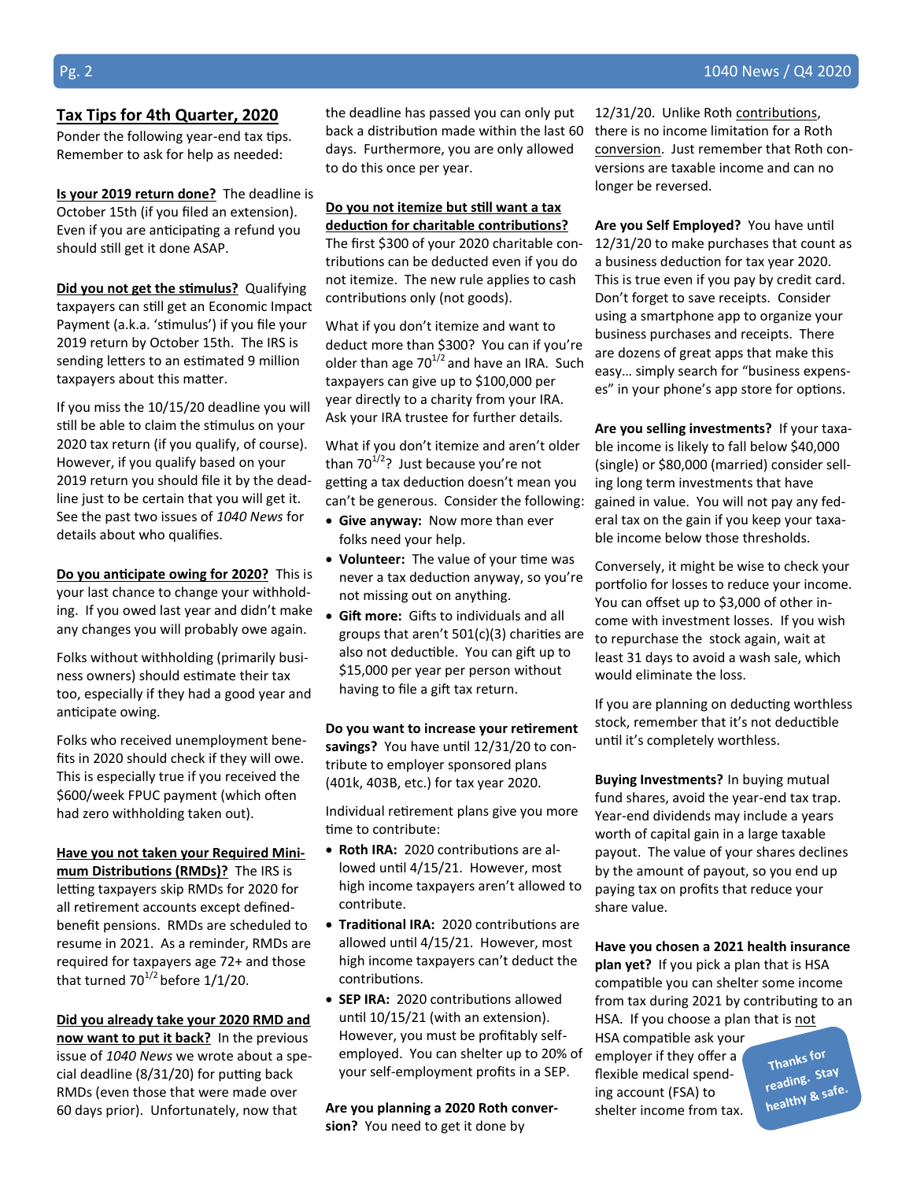## Tax Tips for 4th Quarter, 2020

Ponder the following year-end tax tips. Remember to ask for help as needed:

**Is your 2019 return done?** The deadline is October 15th (if you filed an extension). Even if you are anticipating a refund you should still get it done ASAP.

**Did you not get the stimulus?** Qualifying taxpayers can still get an Economic Impact Payment (a.k.a. 'stimulus') if you file your 2019 return by October 15th. The IRS is sending letters to an estimated 9 million taxpayers about this matter.

If you miss the 10/15/20 deadline you will still be able to claim the stimulus on your 2020 tax return (if you qualify, of course). However, if you qualify based on your 2019 return you should file it by the deadline just to be certain that you will get it. See the past two issues of *1040 News* for details about who qualifies.

**Do you anticipate owing for 2020?** This is your last chance to change your withholding. If you owed last year and didn't make any changes you will probably owe again.

Folks without withholding (primarily business owners) should estimate their tax too, especially if they had a good year and anticipate owing.

Folks who received unemployment benefits in 2020 should check if they will owe. This is especially true if you received the $600/week FPUC payment (which often had zero withholding taken out).

**Have you not taken your Required Minimum Distributions (RMDs)?** The IRS is letting taxpayers skip RMDs for 2020 for all retirement accounts except defined-benefit pensions. RMDs are scheduled to resume in 2021. As a reminder, RMDs are required for taxpayers age 72+ and those that turned $70^{1/2}$ before 1/1/20.

**Did you already take your 2020 RMD and now want to put it back?** In the previous issue of *1040 News* we wrote about a special deadline (8/31/20) for putting back RMDs (even those that were made over 60 days prior). Unfortunately, now that the deadline has passed you can only put back a distribution made within the last 60 days. Furthermore, you are only allowed to do this once per year.

**Do you not itemize but still want a tax deduction for charitable contributions?** The first $300 of your 2020 charitable contributions can be deducted even if you do not itemize. The new rule applies to cash contributions only (not goods).

What if you don't itemize and want to deduct more than $300? You can if you're older than age $70^{1/2}$ and have an IRA. Such taxpayers can give up to $100,000 per year directly to a charity from your IRA. Ask your IRA trustee for further details.

What if you don't itemize and aren't older than $70^{1/2}$? Just because you're not getting a tax deduction doesn't mean you can't be generous. Consider the following:

- **Give anyway:** Now more than ever folks need your help.
- **Volunteer:** The value of your time was never a tax deduction anyway, so you're not missing out on anything.
- **Gift more:** Gifts to individuals and all groups that aren't 501(c)(3) charities are also not deductible. You can gift up to $15,000 per year per person without having to file a gift tax return.

**Do you want to increase your retirement savings?** You have until 12/31/20 to contribute to employer sponsored plans (401k, 403B, etc.) for tax year 2020.

Individual retirement plans give you more time to contribute:

- **Roth IRA:** 2020 contributions are allowed until 4/15/21. However, most high income taxpayers aren't allowed to contribute.
- **Traditional IRA:** 2020 contributions are allowed until 4/15/21. However, most high income taxpayers can't deduct the contributions.
- **SEP IRA:** 2020 contributions allowed until 10/15/21 (with an extension). However, you must be profitably self-employed. You can shelter up to 20% of your self-employment profits in a SEP.

**Are you planning a 2020 Roth conversion?** You need to get it done by 12/31/20. Unlike Roth contributions, there is no income limitation for a Roth conversion. Just remember that Roth conversions are taxable income and can no longer be reversed.

**Are you Self Employed?** You have until 12/31/20 to make purchases that count as a business deduction for tax year 2020. This is true even if you pay by credit card. Don't forget to save receipts. Consider using a smartphone app to organize your business purchases and receipts. There are dozens of great apps that make this easy… simply search for "business expenses" in your phone's app store for options.

**Are you selling investments?** If your taxable income is likely to fall below $40,000 (single) or $80,000 (married) consider selling long term investments that have gained in value. You will not pay any federal tax on the gain if you keep your taxable income below those thresholds.

Conversely, it might be wise to check your portfolio for losses to reduce your income. You can offset up to $3,000 of other income with investment losses. If you wish to repurchase the stock again, wait at least 31 days to avoid a wash sale, which would eliminate the loss.

If you are planning on deducting worthless stock, remember that it's not deductible until it's completely worthless.

**Buying Investments?** In buying mutual fund shares, avoid the year-end tax trap. Year-end dividends may include a years worth of capital gain in a large taxable payout. The value of your shares declines by the amount of payout, so you end up paying tax on profits that reduce your share value.

**Have you chosen a 2021 health insurance plan yet?** If you pick a plan that is HSA compatible you can shelter some income from tax during 2021 by contributing to an HSA. If you choose a plan that is not HSA compatible ask your employer if they offer a flexible medical spending account (FSA) to shelter income from tax.

Thanks for reading. Stay healthy & safe.